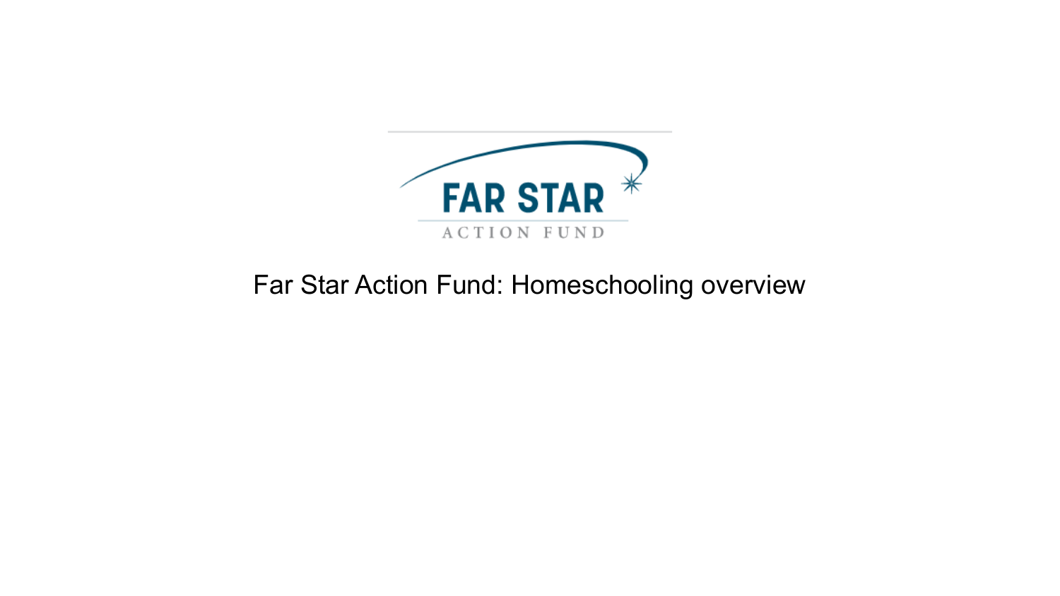FAR STAR

ACTION FUND

# Far Star Action Fund: Homeschooling overview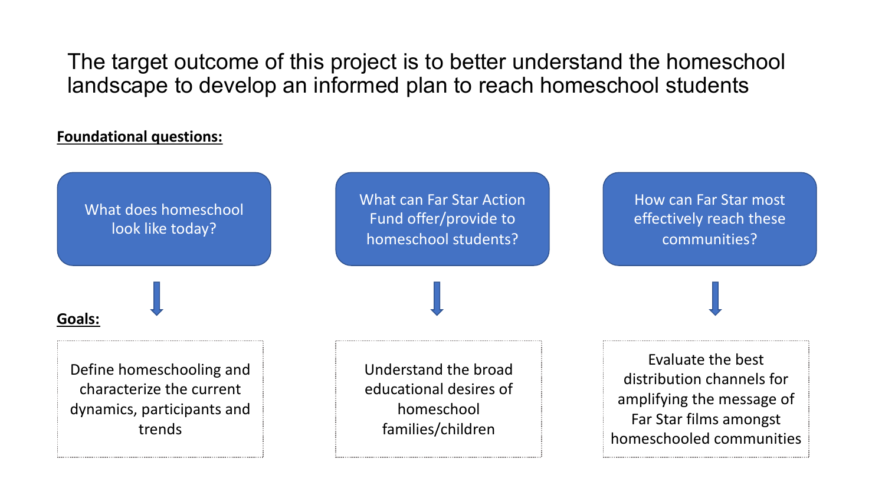# The target outcome of this project is to better understand the homeschool landscape to develop an informed plan to reach homeschool students

**Foundational questions:**

| What does homeschool look like today? | What can Far Star Action Fund offer/provide to homeschool students? | How can Far Star most effectively reach these communities? |
| --- | --- | --- |

**Goals:**

| Define homeschooling and characterize the current dynamics, participants and trends | Understand the broad educational desires of homeschool families/children | Evaluate the best distribution channels for amplifying the message of Far Star films amongst homeschooled communities |
| --- | --- | --- |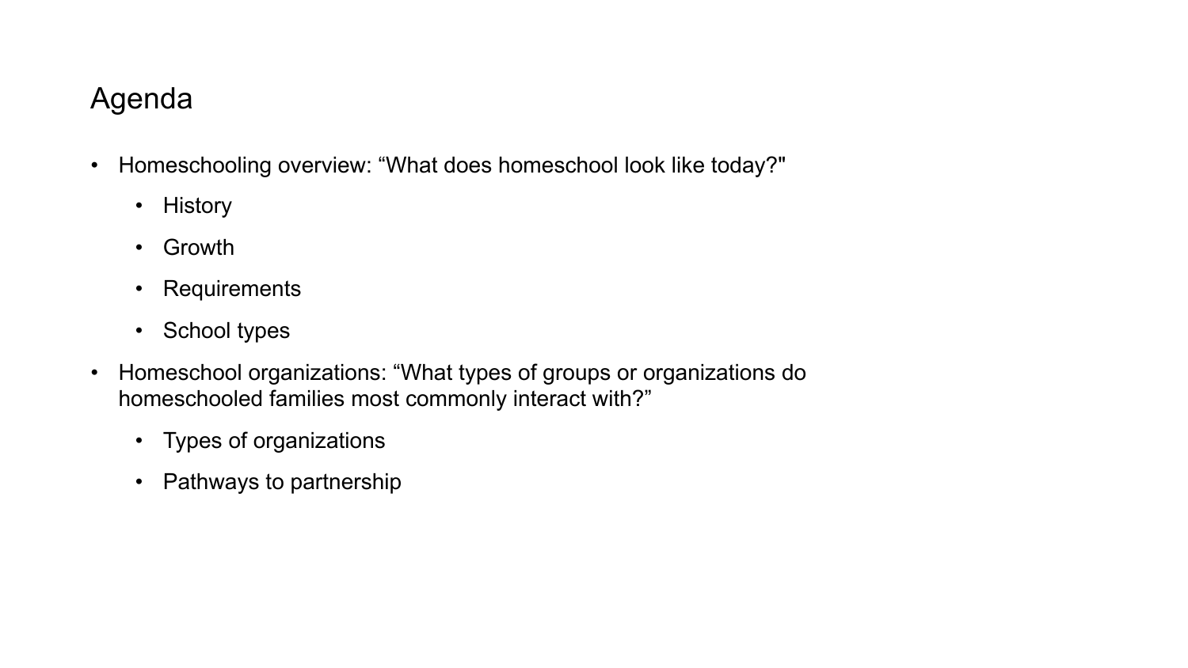# Agenda

- Homeschooling overview: “What does homeschool look like today?"
  - History
  - Growth
  - Requirements
  - School types
- Homeschool organizations: “What types of groups or organizations do homeschooled families most commonly interact with?”
  - Types of organizations
  - Pathways to partnership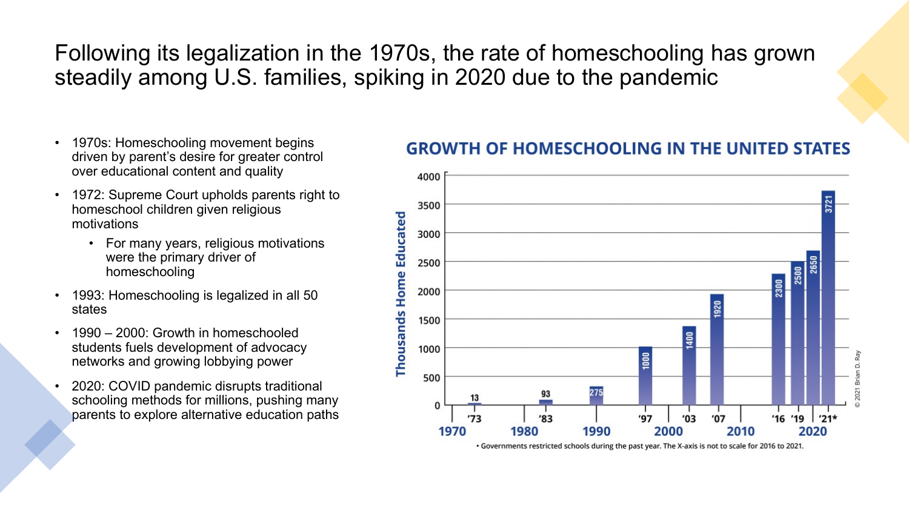# Following its legalization in the 1970s, the rate of homeschooling has grown steadily among U.S. families, spiking in 2020 due to the pandemic

- 1970s: Homeschooling movement begins driven by parent's desire for greater control over educational content and quality
- 1972: Supreme Court upholds parents right to homeschool children given religious motivations
  - For many years, religious motivations were the primary driver of homeschooling
- 1993: Homeschooling is legalized in all 50 states
- 1990 – 2000: Growth in homeschooled students fuels development of advocacy networks and growing lobbying power
- 2020: COVID pandemic disrupts traditional schooling methods for millions, pushing many parents to explore alternative education paths

**GROWTH OF HOMESCHOOLING IN THE UNITED STATES**

| Year | Thousands Home Educated |
|---|---|
| '73 | 13 |
| '83 | 93 |
| 1990 | 275 |
| '97 | 1000 |
| '03 | 1400 |
| '07 | 1920 |
| '16 | 2300 |
| '19 | 2500 |
| 2020 | 2650 |
| '21* | 3721 |

• Governments restricted schools during the past year. The X-axis is not to scale for 2016 to 2021.

© 2021 Brian D. Ray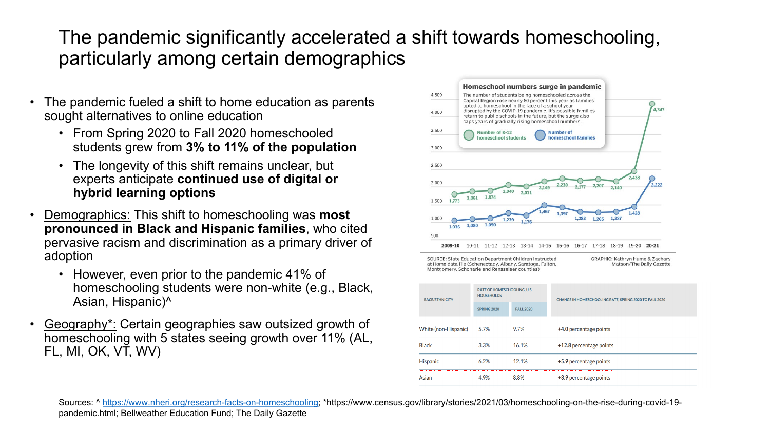# The pandemic significantly accelerated a shift towards homeschooling, particularly among certain demographics

- The pandemic fueled a shift to home education as parents sought alternatives to online education
  - From Spring 2020 to Fall 2020 homeschooled students grew from **3% to 11% of the population**
  - The longevity of this shift remains unclear, but experts anticipate **continued use of digital or hybrid learning options**
- Demographics: This shift to homeschooling was **most pronounced in Black and Hispanic families**, who cited pervasive racism and discrimination as a primary driver of adoption
  - However, even prior to the pandemic 41% of homeschooling students were non-white (e.g., Black, Asian, Hispanic)^
- Geography*: Certain geographies saw outsized growth of homeschooling with 5 states seeing growth over 11% (AL, FL, MI, OK, VT, WV)

**Homeschool numbers surge in pandemic**

The number of students being homeschooled across the Capital Region rose nearly 80 percent this year as families opted to homeschool in the face of a school year disrupted by the COVID-19 pandemic. It's possible families return to public schools in the future, but the surge also caps years of gradually rising homeschool numbers.

| Year | Number of K-12 homeschool students | Number of homeschool families |
|---|---|---|
| 2009-10 | 1,773 | 1,036 |
| 10-11 | 1,861 | 1,080 |
| 11-12 | 1,874 | 1,090 |
| 12-13 | 2,040 | 1,239 |
| 13-14 | 2,011 | 1,176 |
| 14-15 | 2,149 | 1,467 |
| 15-16 | 2,230 | 1,397 |
| 16-17 | 2,177 | 1,283 |
| 17-18 | 2,207 | 1,265 |
| 18-19 | 2,140 | 1,287 |
| 19-20 | 2,438 | 1,428 |
| 20-21 | 4,347 | 2,222 |

SOURCE: State Education Department Children Instructed at Home data file (Schenectady, Albany, Saratoga, Fulton, Montgomery, Schoharie and Rensselaer counties)

GRAPHIC: Kathryn Hume & Zachary Matson/The Daily Gazette

| RACE/ETHNICITY | RATE OF HOMESCHOOLING, U.S. HOUSEHOLDS | | CHANGE IN HOMESCHOOLING RATE, SPRING 2020 TO FALL 2020 |
|---|---|---|---|
| | SPRING 2020 | FALL 2020 | |
| White (non-Hispanic) | 5.7% | 9.7% | +4.0 percentage points |
| Black | 3.3% | 16.1% | +12.8 percentage points |
| Hispanic | 6.2% | 12.1% | +5.9 percentage points |
| Asian | 4.9% | 8.8% | +3.9 percentage points |

Sources: ^ https://www.nheri.org/research-facts-on-homeschooling; *https://www.census.gov/library/stories/2021/03/homeschooling-on-the-rise-during-covid-19-pandemic.html; Bellweather Education Fund; The Daily Gazette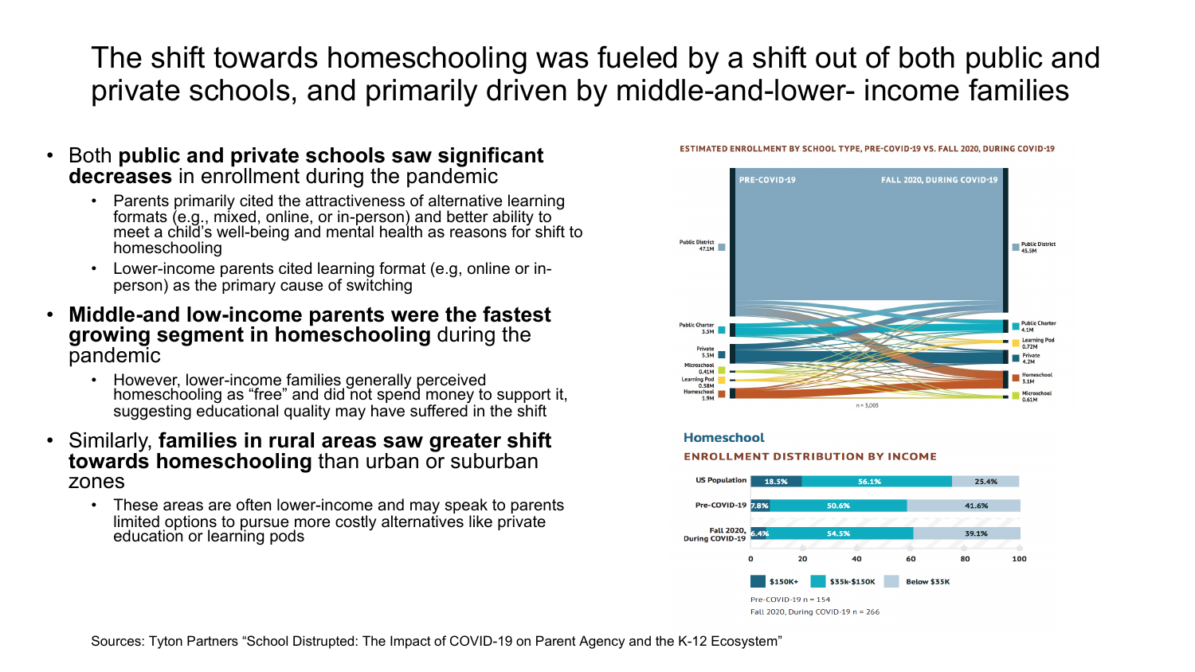# The shift towards homeschooling was fueled by a shift out of both public and private schools, and primarily driven by middle-and-lower- income families

- Both **public and private schools saw significant decreases** in enrollment during the pandemic
  - Parents primarily cited the attractiveness of alternative learning formats (e.g., mixed, online, or in-person) and better ability to meet a child's well-being and mental health as reasons for shift to homeschooling
  - Lower-income parents cited learning format (e.g, online or in-person) as the primary cause of switching
- **Middle-and low-income parents were the fastest growing segment in homeschooling** during the pandemic
  - However, lower-income families generally perceived homeschooling as "free" and did not spend money to support it, suggesting educational quality may have suffered in the shift
- Similarly, **families in rural areas saw greater shift towards homeschooling** than urban or suburban zones
  - These areas are often lower-income and may speak to parents limited options to pursue more costly alternatives like private education or learning pods

**ESTIMATED ENROLLMENT BY SCHOOL TYPE, PRE-COVID-19 VS. FALL 2020, DURING COVID-19**

| School Type | Pre-COVID-19 | Fall 2020, During COVID-19 |
|---|---|---|
| Public District | 47.1M | 45.5M |
| Public Charter | 3.3M | 4.1M |
| Private | 5.3M | 4.2M |
| Microschool | 0.41M | 0.61M |
| Learning Pod | 0.58M | 0.72M |
| Homeschool | 1.9M | 3.1M |

n = 3,003

**Homeschool**

**ENROLLMENT DISTRIBUTION BY INCOME**

| | $150K+ | $35k-$150K | Below $35K |
|---|---|---|---|
| US Population | 18.5% | 56.1% | 25.4% |
| Pre-COVID-19 | 7.8% | 50.6% | 41.6% |
| Fall 2020, During COVID-19 | 6.4% | 54.5% | 39.1% |

Pre-COVID-19 n = 154

Fall 2020, During COVID-19 n = 266

Sources: Tyton Partners "School Distrupted: The Impact of COVID-19 on Parent Agency and the K-12 Ecosystem"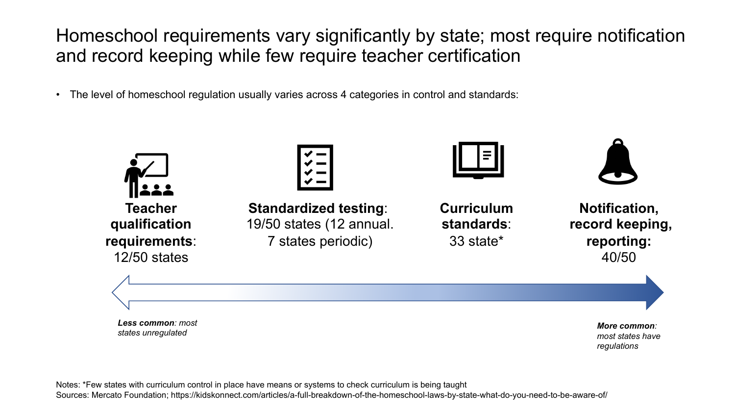# Homeschool requirements vary significantly by state; most require notification and record keeping while few require teacher certification

- The level of homeschool regulation usually varies across 4 categories in control and standards:

**Teacher qualification requirements**: 12/50 states

**Standardized testing**: 19/50 states (12 annual. 7 states periodic)

**Curriculum standards**: 33 state*

**Notification, record keeping, reporting:** 40/50

***Less common**: most states unregulated*

***More common**: most states have regulations*

Notes: *Few states with curriculum control in place have means or systems to check curriculum is being taught

Sources: Mercato Foundation; https://kidskonnect.com/articles/a-full-breakdown-of-the-homeschool-laws-by-state-what-do-you-need-to-be-aware-of/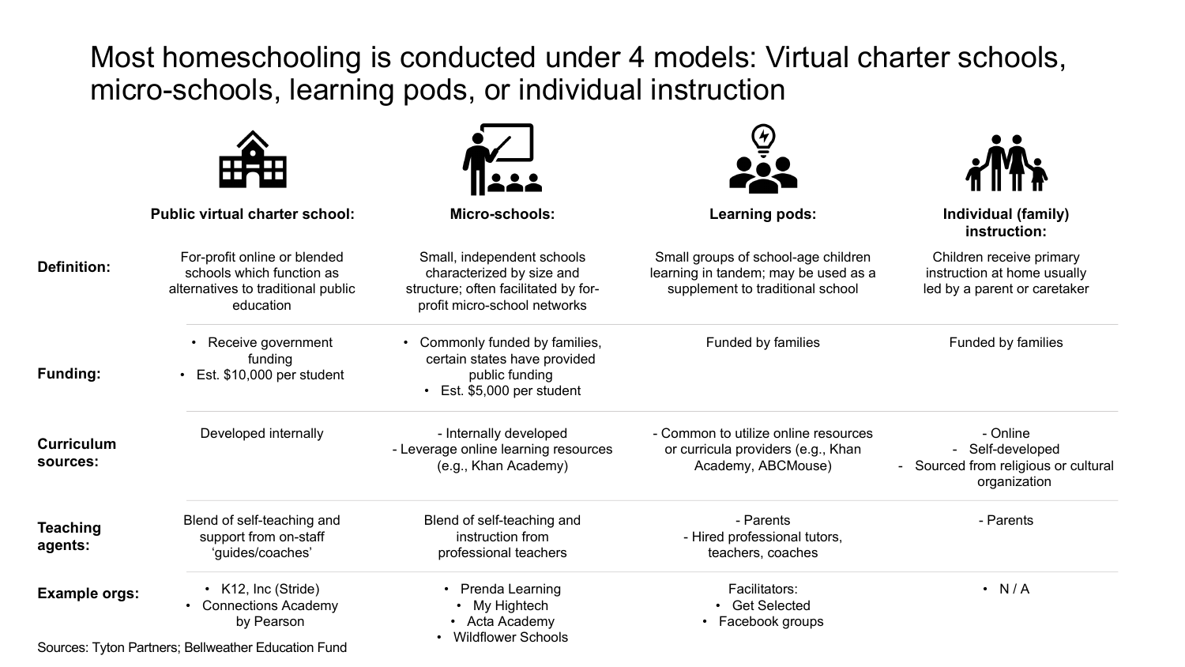# Most homeschooling is conducted under 4 models: Virtual charter schools, micro-schools, learning pods, or individual instruction

| | Public virtual charter school: | Micro-schools: | Learning pods: | Individual (family) instruction: |
|---|---|---|---|---|
| **Definition:** | For-profit online or blended schools which function as alternatives to traditional public education | Small, independent schools characterized by size and structure; often facilitated by for-profit micro-school networks | Small groups of school-age children learning in tandem; may be used as a supplement to traditional school | Children receive primary instruction at home usually led by a parent or caretaker |
| **Funding:** | • Receive government funding<br>• Est. $10,000 per student | • Commonly funded by families, certain states have provided public funding<br>• Est. $5,000 per student | Funded by families | Funded by families |
| **Curriculum sources:** | Developed internally | - Internally developed<br>- Leverage online learning resources (e.g., Khan Academy) | - Common to utilize online resources or curricula providers (e.g., Khan Academy, ABCMouse) | - Online<br>- Self-developed<br>- Sourced from religious or cultural organization |
| **Teaching agents:** | Blend of self-teaching and support from on-staff 'guides/coaches' | Blend of self-teaching and instruction from professional teachers | - Parents<br>- Hired professional tutors, teachers, coaches | - Parents |
| **Example orgs:** | • K12, Inc (Stride)<br>• Connections Academy by Pearson | • Prenda Learning<br>• My Hightech<br>• Acta Academy<br>• Wildflower Schools | Facilitators:<br>• Get Selected<br>• Facebook groups | • N / A |

Sources: Tyton Partners; Bellweather Education Fund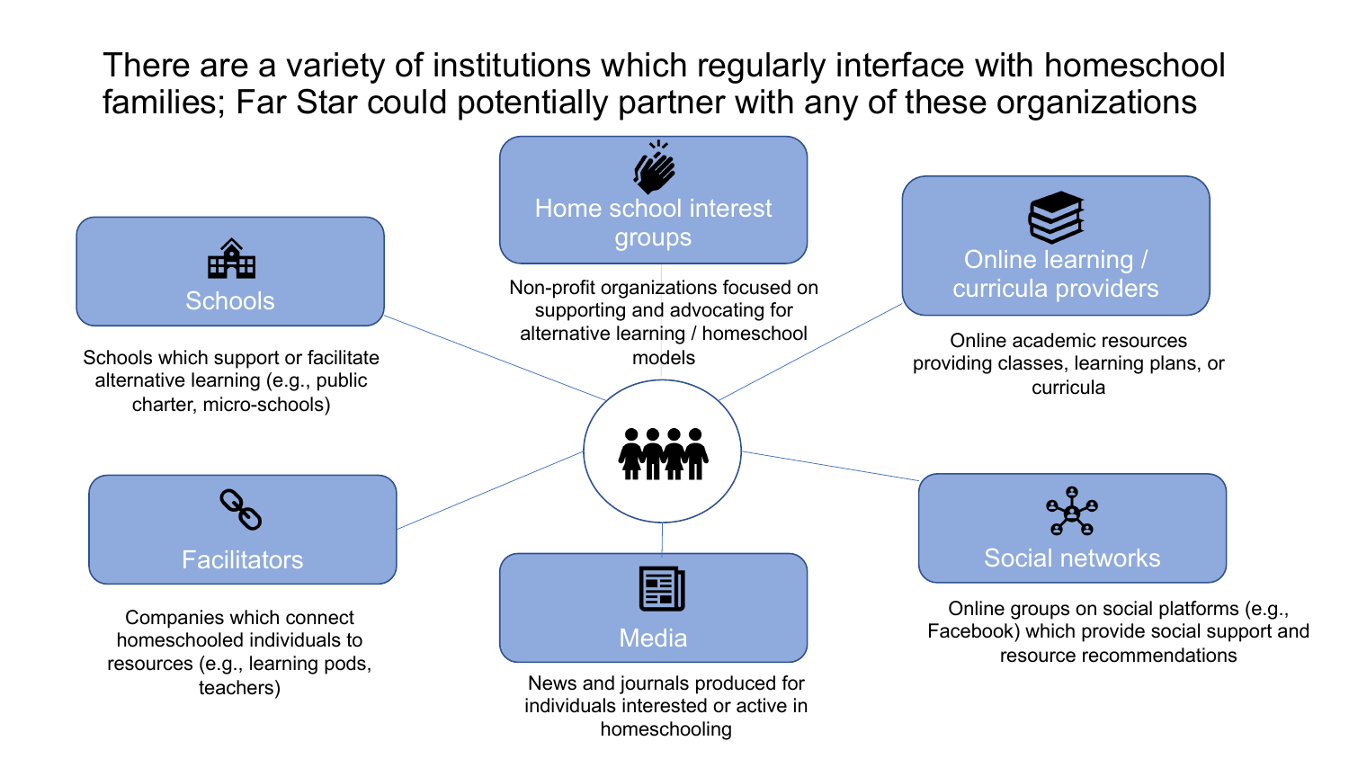# There are a variety of institutions which regularly interface with homeschool families; Far Star could potentially partner with any of these organizations

## Home school interest groups

Non-profit organizations focused on supporting and advocating for alternative learning / homeschool models

## Schools

Schools which support or facilitate alternative learning (e.g., public charter, micro-schools)

## Online learning / curricula providers

Online academic resources providing classes, learning plans, or curricula

## Facilitators

Companies which connect homeschooled individuals to resources (e.g., learning pods, teachers)

## Media

News and journals produced for individuals interested or active in homeschooling

## Social networks

Online groups on social platforms (e.g., Facebook) which provide social support and resource recommendations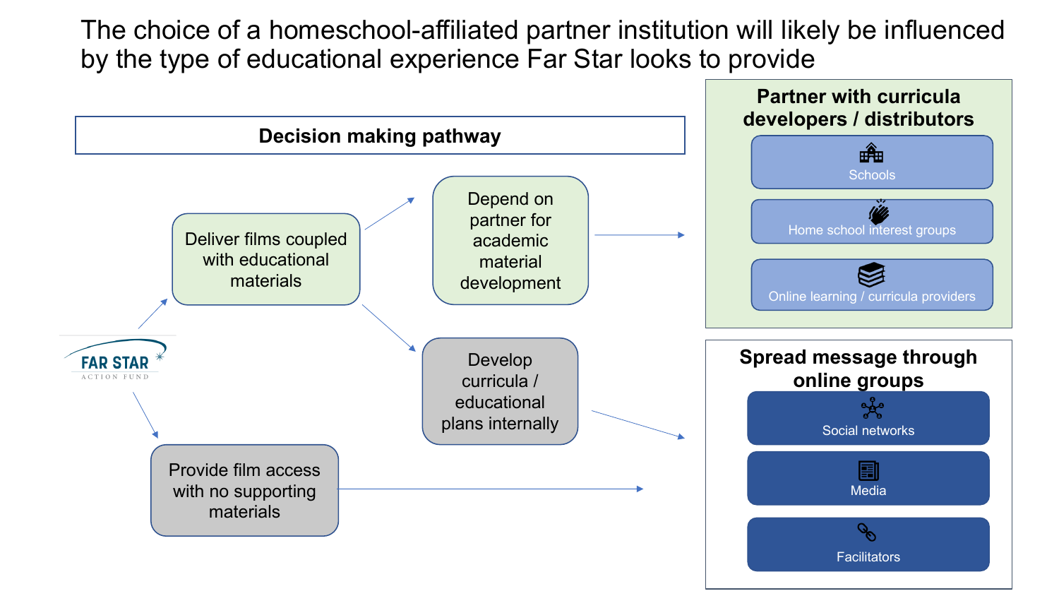# The choice of a homeschool-affiliated partner institution will likely be influenced by the type of educational experience Far Star looks to provide

**Decision making pathway**

FAR STAR ACTION FUND

- Deliver films coupled with educational materials
  - Depend on partner for academic material development → **Partner with curricula developers / distributors**
  - Develop curricula / educational plans internally → **Spread message through online groups**
- Provide film access with no supporting materials → **Spread message through online groups**

**Partner with curricula developers / distributors**

- Schools
- Home school interest groups
- Online learning / curricula providers

**Spread message through online groups**

- Social networks
- Media
- Facilitators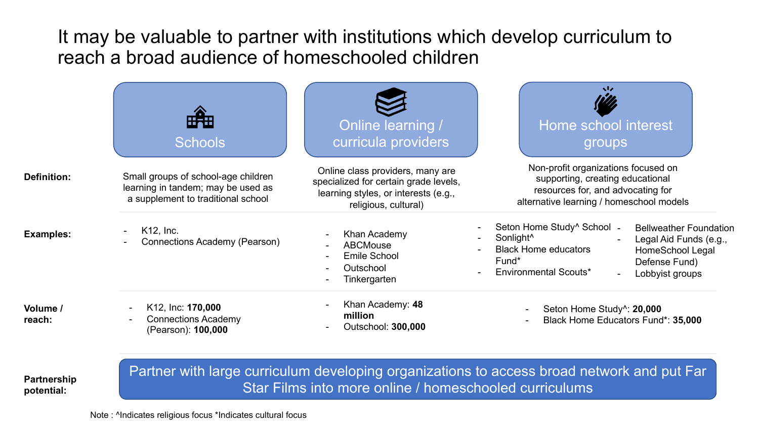# It may be valuable to partner with institutions which develop curriculum to reach a broad audience of homeschooled children

| | Schools | Online learning / curricula providers | Home school interest groups |
|---|---|---|---|
| **Definition:** | Small groups of school-age children learning in tandem; may be used as a supplement to traditional school | Online class providers, many are specialized for certain grade levels, learning styles, or interests (e.g., religious, cultural) | Non-profit organizations focused on supporting, creating educational resources for, and advocating for alternative learning / homeschool models |
| **Examples:** | - K12, Inc.<br>- Connections Academy (Pearson) | - Khan Academy<br>- ABCMouse<br>- Emile School<br>- Outschool<br>- Tinkergarten | - Seton Home Study^ School<br>- Sonlight^<br>- Black Home educators Fund*<br>- Environmental Scouts*<br>- Bellweather Foundation<br>- Legal Aid Funds (e.g., HomeSchool Legal Defense Fund)<br>- Lobbyist groups |
| **Volume / reach:** | - K12, Inc: **170,000**<br>- Connections Academy (Pearson): **100,000** | - Khan Academy: **48 million**<br>- Outschool: **300,000** | - Seton Home Study^: **20,000**<br>- Black Home Educators Fund*: **35,000** |
| **Partnership potential:** | Partner with large curriculum developing organizations to access broad network and put Far Star Films into more online / homeschooled curriculums | | |

Note : ^Indicates religious focus *Indicates cultural focus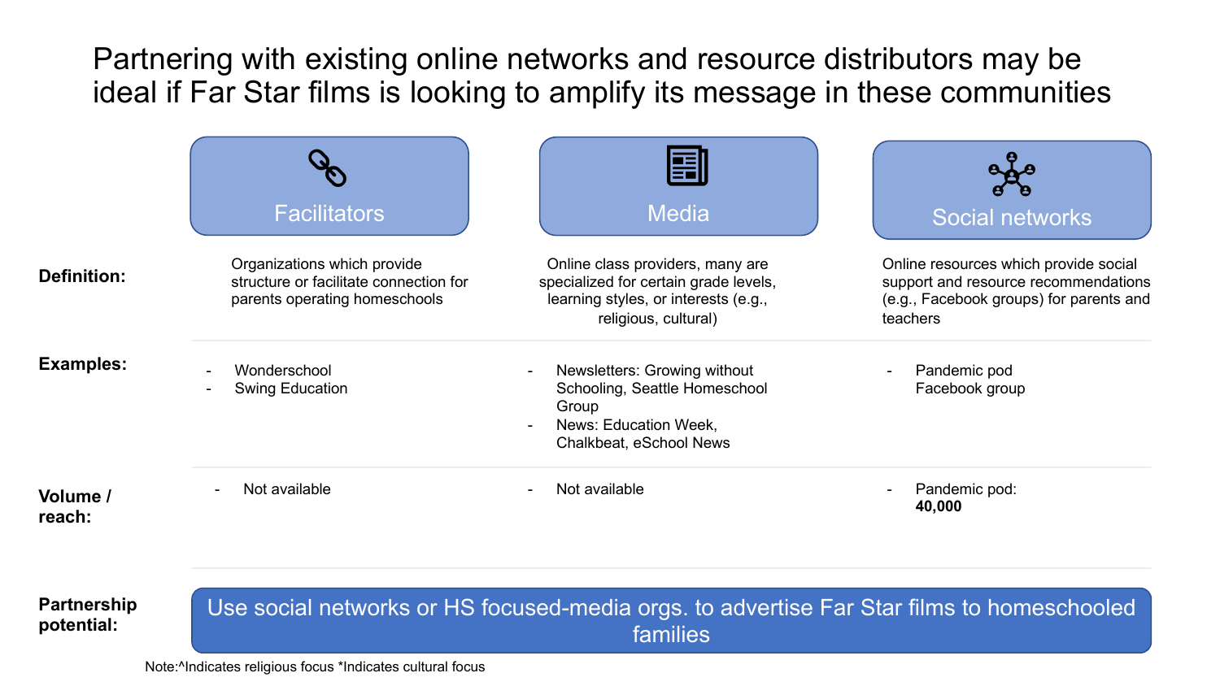# Partnering with existing online networks and resource distributors may be ideal if Far Star films is looking to amplify its message in these communities

| | Facilitators | Media | Social networks |
|---|---|---|---|
| **Definition:** | Organizations which provide structure or facilitate connection for parents operating homeschools | Online class providers, many are specialized for certain grade levels, learning styles, or interests (e.g., religious, cultural) | Online resources which provide social support and resource recommendations (e.g., Facebook groups) for parents and teachers |
| **Examples:** | - Wonderschool<br>- Swing Education | - Newsletters: Growing without Schooling, Seattle Homeschool Group<br>- News: Education Week, Chalkbeat, eSchool News | - Pandemic pod Facebook group |
| **Volume / reach:** | - Not available | - Not available | - Pandemic pod: **40,000** |
| **Partnership potential:** | Use social networks or HS focused-media orgs. to advertise Far Star films to homeschooled families | | |

Note:^Indicates religious focus *Indicates cultural focus